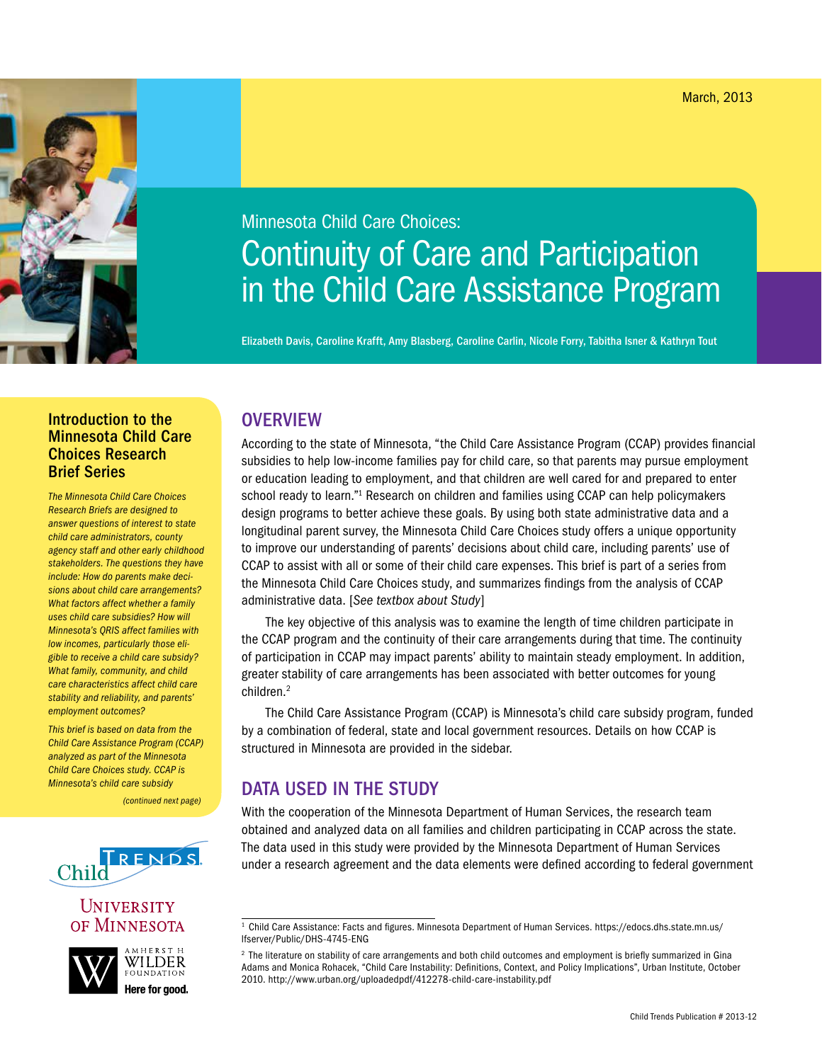March, 2013

Minnesota Child Care Choices:

# Continuity of Care and Participation in the Child Care Assistance Program

Elizabeth Davis, Caroline Krafft, Amy Blasberg, Caroline Carlin, Nicole Forry, Tabitha Isner & Kathryn Tout

### Introduction to the Minnesota Child Care Choices Research Brief Series

*The Minnesota Child Care Choices Research Briefs are designed to answer questions of interest to state child care administrators, county agency staff and other early childhood stakeholders. The questions they have include: How do parents make decisions about child care arrangements? What factors affect whether a family uses child care subsidies? How will Minnesota's QRIS affect families with low incomes, particularly those eligible to receive a child care subsidy? What family, community, and child care characteristics affect child care stability and reliability, and parents' employment outcomes?*

*This brief is based on data from the Child Care Assistance Program (CCAP) analyzed as part of the Minnesota Child Care Choices study. CCAP is Minnesota's child care subsidy*

*(continued next page)*

## OVERVIEW

According to the state of Minnesota, "the Child Care Assistance Program (CCAP) provides financial subsidies to help low-income families pay for child care, so that parents may pursue employment or education leading to employment, and that children are well cared for and prepared to enter school ready to learn."[1] Research on children and families using CCAP can help policymakers design programs to better achieve these goals. By using both state administrative data and a longitudinal parent survey, the Minnesota Child Care Choices study offers a unique opportunity to improve our understanding of parents' decisions about child care, including parents' use of CCAP to assist with all or some of their child care expenses. This brief is part of a series from the Minnesota Child Care Choices study, and summarizes findings from the analysis of CCAP administrative data. [*See textbox about Study*]

The key objective of this analysis was to examine the length of time children participate in the CCAP program and the continuity of their care arrangements during that time. The continuity of participation in CCAP may impact parents' ability to maintain steady employment. In addition, greater stability of care arrangements has been associated with better outcomes for young children.[2]

The Child Care Assistance Program (CCAP) is Minnesota's child care subsidy program, funded by a combination of federal, state and local government resources. Details on how CCAP is structured in Minnesota are provided in the sidebar.

## DATA USED IN THE STUDY

With the cooperation of the Minnesota Department of Human Services, the research team obtained and analyzed data on all families and children participating in CCAP across the state. The data used in this study were provided by the Minnesota Department of Human Services under a research agreement and the data elements were defined according to federal government

[1] Child Care Assistance: Facts and figures. Minnesota Department of Human Services. https://edocs.dhs.state.mn.us/lfserver/Public/DHS-4745-ENG

[2] The literature on stability of care arrangements and both child outcomes and employment is briefly summarized in Gina Adams and Monica Rohacek, "Child Care Instability: Definitions, Context, and Policy Implications", Urban Institute, October 2010. http://www.urban.org/uploadedpdf/412278-child-care-instability.pdf

Child Trends Publication # 2013-12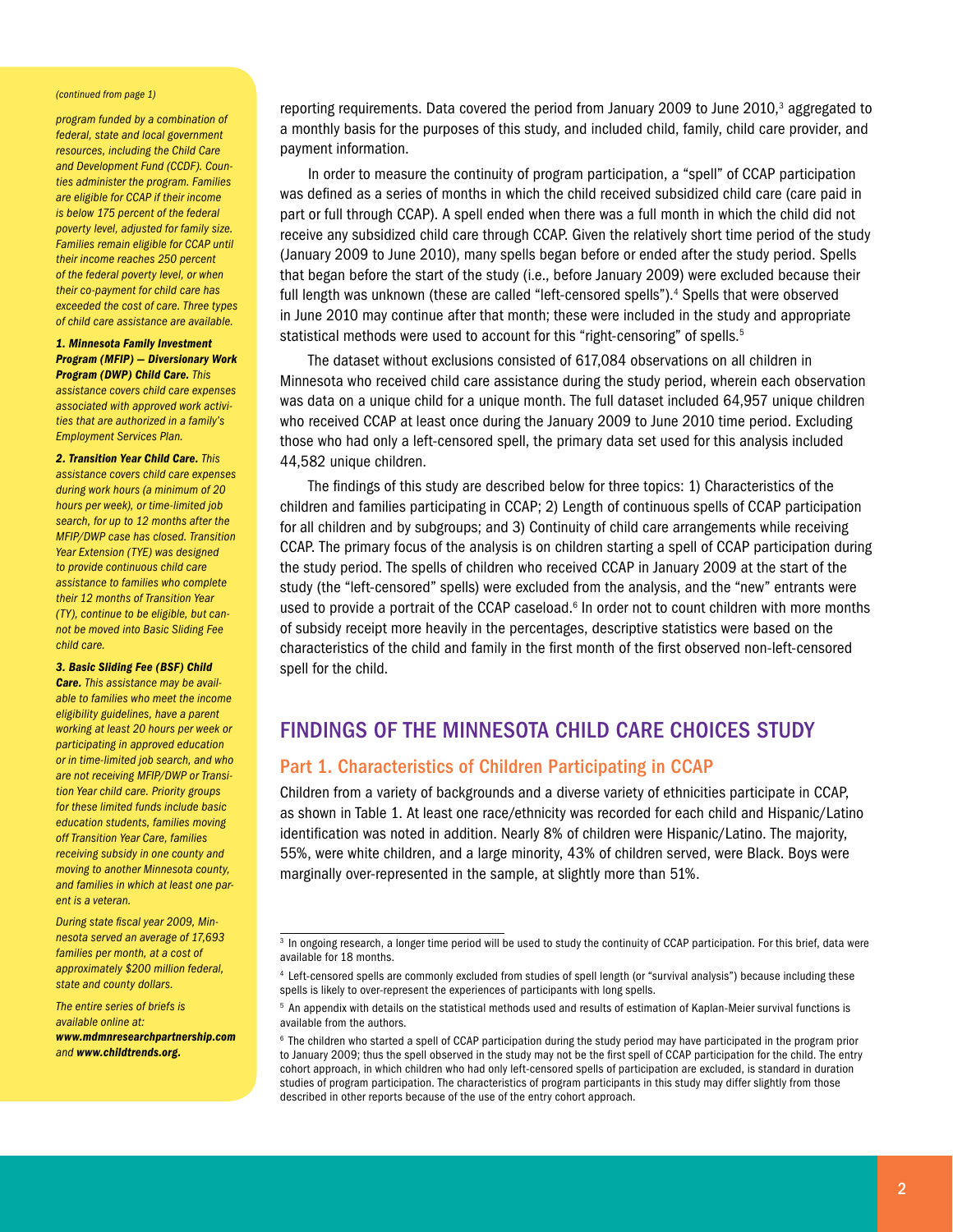*(continued from page 1)*

*program funded by a combination of federal, state and local government resources, including the Child Care and Development Fund (CCDF). Counties administer the program. Families are eligible for CCAP if their income is below 175 percent of the federal poverty level, adjusted for family size. Families remain eligible for CCAP until their income reaches 250 percent of the federal poverty level, or when their co-payment for child care has exceeded the cost of care. Three types of child care assistance are available.*

***1. Minnesota Family Investment Program (MFIP) — Diversionary Work Program (DWP) Child Care.*** *This assistance covers child care expenses associated with approved work activities that are authorized in a family's Employment Services Plan.*

***2. Transition Year Child Care.*** *This assistance covers child care expenses during work hours (a minimum of 20 hours per week), or time-limited job search, for up to 12 months after the MFIP/DWP case has closed. Transition Year Extension (TYE) was designed to provide continuous child care assistance to families who complete their 12 months of Transition Year (TY), continue to be eligible, but cannot be moved into Basic Sliding Fee child care.*

***3. Basic Sliding Fee (BSF) Child Care.*** *This assistance may be available to families who meet the income eligibility guidelines, have a parent working at least 20 hours per week or participating in approved education or in time-limited job search, and who are not receiving MFIP/DWP or Transition Year child care. Priority groups for these limited funds include basic education students, families moving off Transition Year Care, families receiving subsidy in one county and moving to another Minnesota county, and families in which at least one parent is a veteran.*

*During state fiscal year 2009, Minnesota served an average of 17,693 families per month, at a cost of approximately $200 million federal, state and county dollars.*

*The entire series of briefs is available online at:* ***www.mdmnresearchpartnership.com*** *and* ***www.childtrends.org.***

reporting requirements. Data covered the period from January 2009 to June 2010,[3] aggregated to a monthly basis for the purposes of this study, and included child, family, child care provider, and payment information.

In order to measure the continuity of program participation, a "spell" of CCAP participation was defined as a series of months in which the child received subsidized child care (care paid in part or full through CCAP). A spell ended when there was a full month in which the child did not receive any subsidized child care through CCAP. Given the relatively short time period of the study (January 2009 to June 2010), many spells began before or ended after the study period. Spells that began before the start of the study (i.e., before January 2009) were excluded because their full length was unknown (these are called "left-censored spells").[4] Spells that were observed in June 2010 may continue after that month; these were included in the study and appropriate statistical methods were used to account for this "right-censoring" of spells.[5]

The dataset without exclusions consisted of 617,084 observations on all children in Minnesota who received child care assistance during the study period, wherein each observation was data on a unique child for a unique month. The full dataset included 64,957 unique children who received CCAP at least once during the January 2009 to June 2010 time period. Excluding those who had only a left-censored spell, the primary data set used for this analysis included 44,582 unique children.

The findings of this study are described below for three topics: 1) Characteristics of the children and families participating in CCAP; 2) Length of continuous spells of CCAP participation for all children and by subgroups; and 3) Continuity of child care arrangements while receiving CCAP. The primary focus of the analysis is on children starting a spell of CCAP participation during the study period. The spells of children who received CCAP in January 2009 at the start of the study (the "left-censored" spells) were excluded from the analysis, and the "new" entrants were used to provide a portrait of the CCAP caseload.[6] In order not to count children with more months of subsidy receipt more heavily in the percentages, descriptive statistics were based on the characteristics of the child and family in the first month of the first observed non-left-censored spell for the child.

## FINDINGS OF THE MINNESOTA CHILD CARE CHOICES STUDY

### Part 1. Characteristics of Children Participating in CCAP

Children from a variety of backgrounds and a diverse variety of ethnicities participate in CCAP, as shown in Table 1. At least one race/ethnicity was recorded for each child and Hispanic/Latino identification was noted in addition. Nearly 8% of children were Hispanic/Latino. The majority, 55%, were white children, and a large minority, 43% of children served, were Black. Boys were marginally over-represented in the sample, at slightly more than 51%.

---

[3] In ongoing research, a longer time period will be used to study the continuity of CCAP participation. For this brief, data were available for 18 months.

[4] Left-censored spells are commonly excluded from studies of spell length (or "survival analysis") because including these spells is likely to over-represent the experiences of participants with long spells.

[5] An appendix with details on the statistical methods used and results of estimation of Kaplan-Meier survival functions is available from the authors.

[6] The children who started a spell of CCAP participation during the study period may have participated in the program prior to January 2009; thus the spell observed in the study may not be the first spell of CCAP participation for the child. The entry cohort approach, in which children who had only left-censored spells of participation are excluded, is standard in duration studies of program participation. The characteristics of program participants in this study may differ slightly from those described in other reports because of the use of the entry cohort approach.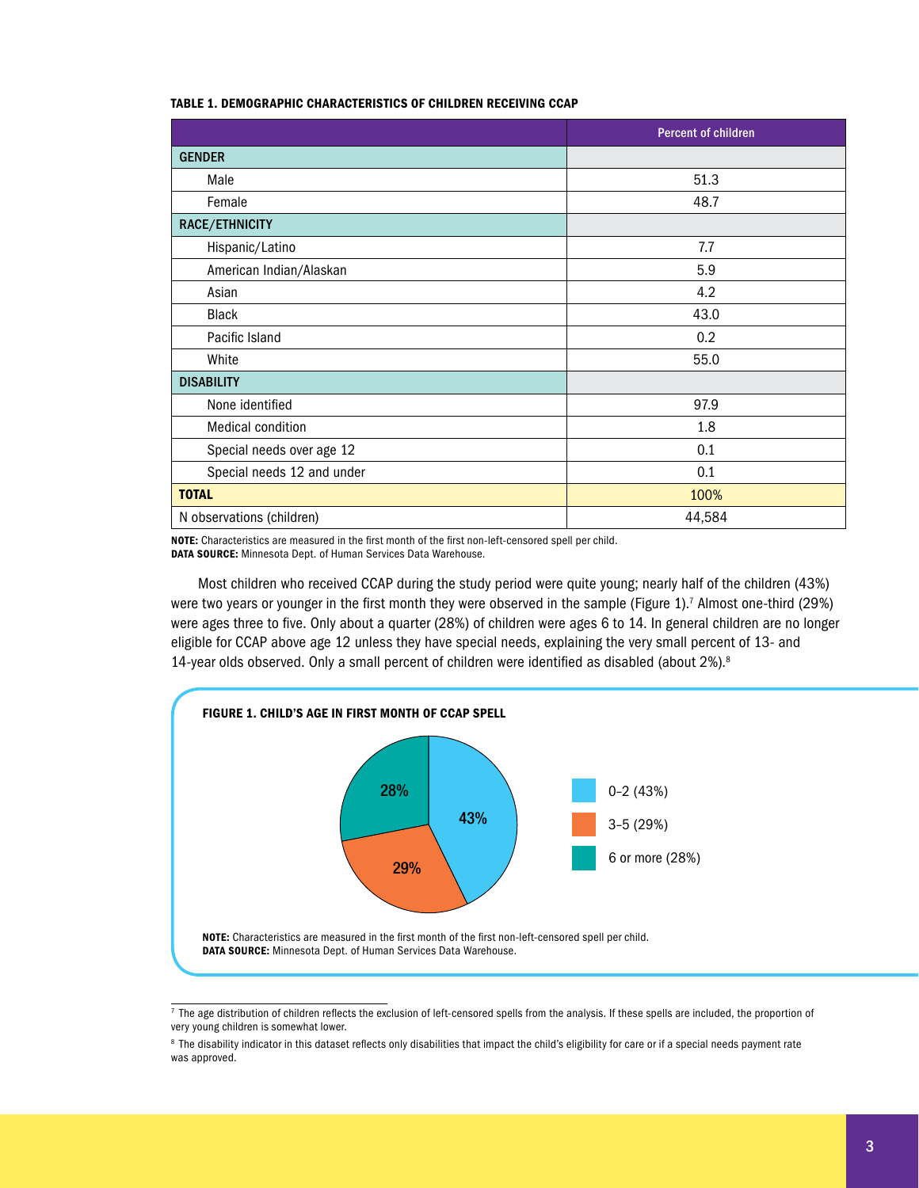**TABLE 1. DEMOGRAPHIC CHARACTERISTICS OF CHILDREN RECEIVING CCAP**

| | Percent of children |
|---|---|
| **GENDER** | |
| Male | 51.3 |
| Female | 48.7 |
| **RACE/ETHNICITY** | |
| Hispanic/Latino | 7.7 |
| American Indian/Alaskan | 5.9 |
| Asian | 4.2 |
| Black | 43.0 |
| Pacific Island | 0.2 |
| White | 55.0 |
| **DISABILITY** | |
| None identified | 97.9 |
| Medical condition | 1.8 |
| Special needs over age 12 | 0.1 |
| Special needs 12 and under | 0.1 |
| **TOTAL** | 100% |
| N observations (children) | 44,584 |

**NOTE:** Characteristics are measured in the first month of the first non-left-censored spell per child.
**DATA SOURCE:** Minnesota Dept. of Human Services Data Warehouse.

Most children who received CCAP during the study period were quite young; nearly half of the children (43%) were two years or younger in the first month they were observed in the sample (Figure 1).[7] Almost one-third (29%) were ages three to five. Only about a quarter (28%) of children were ages 6 to 14. In general children are no longer eligible for CCAP above age 12 unless they have special needs, explaining the very small percent of 13- and 14-year olds observed. Only a small percent of children were identified as disabled (about 2%).[8]

**FIGURE 1. CHILD'S AGE IN FIRST MONTH OF CCAP SPELL**

| Age | Percent |
|---|---|
| 0–2 | 43% |
| 3–5 | 29% |
| 6 or more | 28% |

**NOTE:** Characteristics are measured in the first month of the first non-left-censored spell per child.
**DATA SOURCE:** Minnesota Dept. of Human Services Data Warehouse.

---

[7] The age distribution of children reflects the exclusion of left-censored spells from the analysis. If these spells are included, the proportion of very young children is somewhat lower.

[8] The disability indicator in this dataset reflects only disabilities that impact the child's eligibility for care or if a special needs payment rate was approved.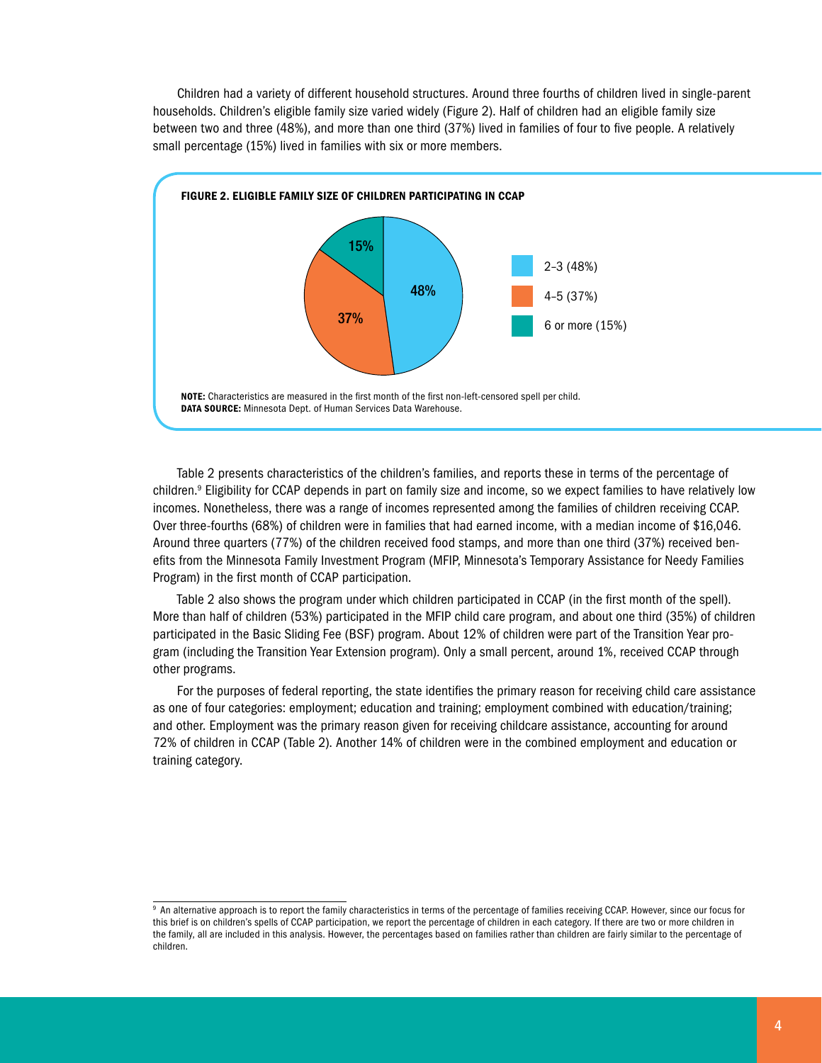Children had a variety of different household structures. Around three fourths of children lived in single-parent households. Children's eligible family size varied widely (Figure 2). Half of children had an eligible family size between two and three (48%), and more than one third (37%) lived in families of four to five people. A relatively small percentage (15%) lived in families with six or more members.

**FIGURE 2. ELIGIBLE FAMILY SIZE OF CHILDREN PARTICIPATING IN CCAP**

| Eligible family size | Percentage |
|---|---|
| 2–3 | 48% |
| 4–5 | 37% |
| 6 or more | 15% |

**NOTE:** Characteristics are measured in the first month of the first non-left-censored spell per child.
**DATA SOURCE:** Minnesota Dept. of Human Services Data Warehouse.

Table 2 presents characteristics of the children's families, and reports these in terms of the percentage of children.[9] Eligibility for CCAP depends in part on family size and income, so we expect families to have relatively low incomes. Nonetheless, there was a range of incomes represented among the families of children receiving CCAP. Over three-fourths (68%) of children were in families that had earned income, with a median income of $16,046. Around three quarters (77%) of the children received food stamps, and more than one third (37%) received benefits from the Minnesota Family Investment Program (MFIP, Minnesota's Temporary Assistance for Needy Families Program) in the first month of CCAP participation.

Table 2 also shows the program under which children participated in CCAP (in the first month of the spell). More than half of children (53%) participated in the MFIP child care program, and about one third (35%) of children participated in the Basic Sliding Fee (BSF) program. About 12% of children were part of the Transition Year program (including the Transition Year Extension program). Only a small percent, around 1%, received CCAP through other programs.

For the purposes of federal reporting, the state identifies the primary reason for receiving child care assistance as one of four categories: employment; education and training; employment combined with education/training; and other. Employment was the primary reason given for receiving childcare assistance, accounting for around 72% of children in CCAP (Table 2). Another 14% of children were in the combined employment and education or training category.

---

[9] An alternative approach is to report the family characteristics in terms of the percentage of families receiving CCAP. However, since our focus for this brief is on children's spells of CCAP participation, we report the percentage of children in each category. If there are two or more children in the family, all are included in this analysis. However, the percentages based on families rather than children are fairly similar to the percentage of children.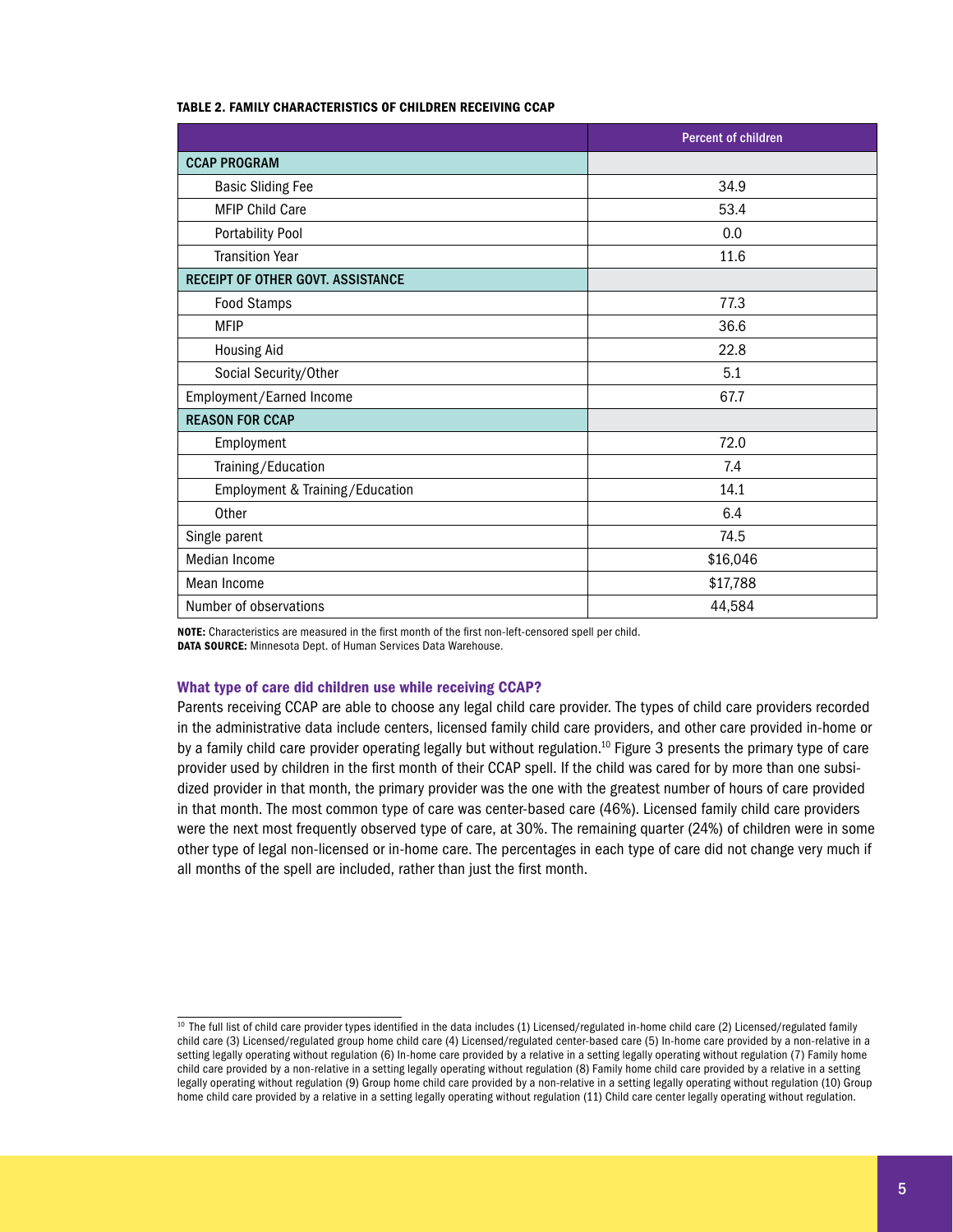**TABLE 2. FAMILY CHARACTERISTICS OF CHILDREN RECEIVING CCAP**

| | Percent of children |
|---|---|
| **CCAP PROGRAM** | |
| Basic Sliding Fee | 34.9 |
| MFIP Child Care | 53.4 |
| Portability Pool | 0.0 |
| Transition Year | 11.6 |
| **RECEIPT OF OTHER GOVT. ASSISTANCE** | |
| Food Stamps | 77.3 |
| MFIP | 36.6 |
| Housing Aid | 22.8 |
| Social Security/Other | 5.1 |
| Employment/Earned Income | 67.7 |
| **REASON FOR CCAP** | |
| Employment | 72.0 |
| Training/Education | 7.4 |
| Employment & Training/Education | 14.1 |
| Other | 6.4 |
| Single parent | 74.5 |
| Median Income | $16,046 |
| Mean Income | $17,788 |
| Number of observations | 44,584 |

**NOTE:** Characteristics are measured in the first month of the first non-left-censored spell per child.
**DATA SOURCE:** Minnesota Dept. of Human Services Data Warehouse.

### What type of care did children use while receiving CCAP?

Parents receiving CCAP are able to choose any legal child care provider. The types of child care providers recorded in the administrative data include centers, licensed family child care providers, and other care provided in-home or by a family child care provider operating legally but without regulation.[10] Figure 3 presents the primary type of care provider used by children in the first month of their CCAP spell. If the child was cared for by more than one subsidized provider in that month, the primary provider was the one with the greatest number of hours of care provided in that month. The most common type of care was center-based care (46%). Licensed family child care providers were the next most frequently observed type of care, at 30%. The remaining quarter (24%) of children were in some other type of legal non-licensed or in-home care. The percentages in each type of care did not change very much if all months of the spell are included, rather than just the first month.

[10] The full list of child care provider types identified in the data includes (1) Licensed/regulated in-home child care (2) Licensed/regulated family child care (3) Licensed/regulated group home child care (4) Licensed/regulated center-based care (5) In-home care provided by a non-relative in a setting legally operating without regulation (6) In-home care provided by a relative in a setting legally operating without regulation (7) Family home child care provided by a non-relative in a setting legally operating without regulation (8) Family home child care provided by a relative in a setting legally operating without regulation (9) Group home child care provided by a non-relative in a setting legally operating without regulation (10) Group home child care provided by a relative in a setting legally operating without regulation (11) Child care center legally operating without regulation.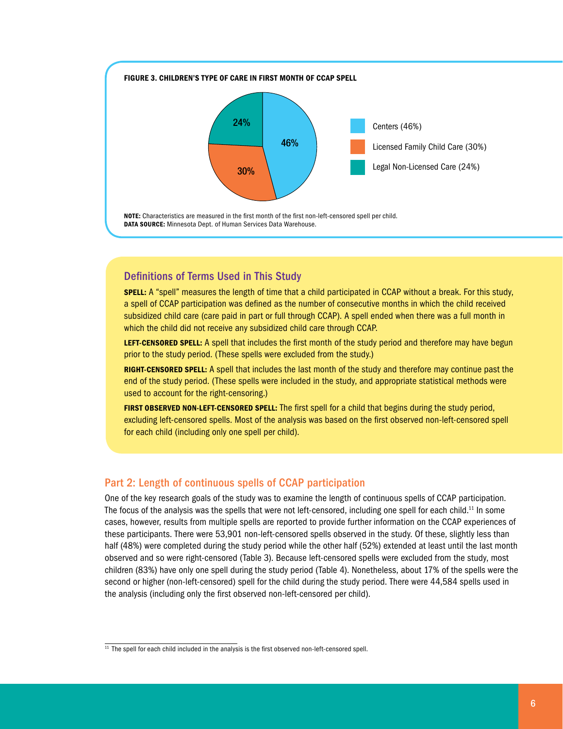**FIGURE 3. CHILDREN'S TYPE OF CARE IN FIRST MONTH OF CCAP SPELL**

- Centers (46%)
- Licensed Family Child Care (30%)
- Legal Non-Licensed Care (24%)

**NOTE:** Characteristics are measured in the first month of the first non-left-censored spell per child.
**DATA SOURCE:** Minnesota Dept. of Human Services Data Warehouse.

### Definitions of Terms Used in This Study

**SPELL:** A "spell" measures the length of time that a child participated in CCAP without a break. For this study, a spell of CCAP participation was defined as the number of consecutive months in which the child received subsidized child care (care paid in part or full through CCAP). A spell ended when there was a full month in which the child did not receive any subsidized child care through CCAP.

**LEFT-CENSORED SPELL:** A spell that includes the first month of the study period and therefore may have begun prior to the study period. (These spells were excluded from the study.)

**RIGHT-CENSORED SPELL:** A spell that includes the last month of the study and therefore may continue past the end of the study period. (These spells were included in the study, and appropriate statistical methods were used to account for the right-censoring.)

**FIRST OBSERVED NON-LEFT-CENSORED SPELL:** The first spell for a child that begins during the study period, excluding left-censored spells. Most of the analysis was based on the first observed non-left-censored spell for each child (including only one spell per child).

## Part 2: Length of continuous spells of CCAP participation

One of the key research goals of the study was to examine the length of continuous spells of CCAP participation. The focus of the analysis was the spells that were not left-censored, including one spell for each child.[11] In some cases, however, results from multiple spells are reported to provide further information on the CCAP experiences of these participants. There were 53,901 non-left-censored spells observed in the study. Of these, slightly less than half (48%) were completed during the study period while the other half (52%) extended at least until the last month observed and so were right-censored (Table 3). Because left-censored spells were excluded from the study, most children (83%) have only one spell during the study period (Table 4). Nonetheless, about 17% of the spells were the second or higher (non-left-censored) spell for the child during the study period. There were 44,584 spells used in the analysis (including only the first observed non-left-censored per child).

[11] The spell for each child included in the analysis is the first observed non-left-censored spell.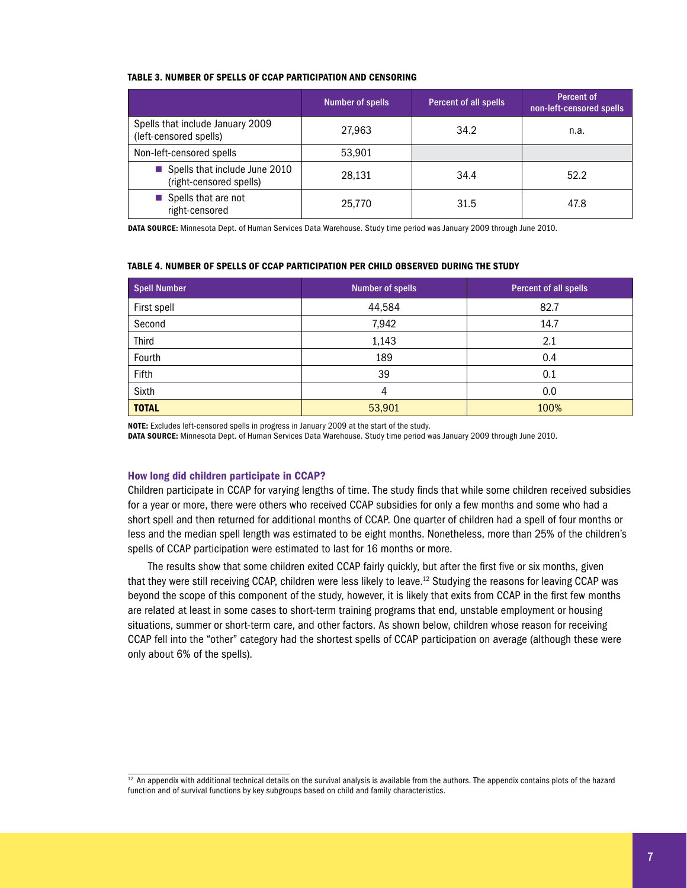**TABLE 3. NUMBER OF SPELLS OF CCAP PARTICIPATION AND CENSORING**

| | Number of spells | Percent of all spells | Percent of non-left-censored spells |
|---|---|---|---|
| Spells that include January 2009 (left-censored spells) | 27,963 | 34.2 | n.a. |
| Non-left-censored spells | 53,901 | | |
| ■ Spells that include June 2010 (right-censored spells) | 28,131 | 34.4 | 52.2 |
| ■ Spells that are not right-censored | 25,770 | 31.5 | 47.8 |

**DATA SOURCE:** Minnesota Dept. of Human Services Data Warehouse. Study time period was January 2009 through June 2010.

**TABLE 4. NUMBER OF SPELLS OF CCAP PARTICIPATION PER CHILD OBSERVED DURING THE STUDY**

| Spell Number | Number of spells | Percent of all spells |
|---|---|---|
| First spell | 44,584 | 82.7 |
| Second | 7,942 | 14.7 |
| Third | 1,143 | 2.1 |
| Fourth | 189 | 0.4 |
| Fifth | 39 | 0.1 |
| Sixth | 4 | 0.0 |
| **TOTAL** | 53,901 | 100% |

**NOTE:** Excludes left-censored spells in progress in January 2009 at the start of the study.
**DATA SOURCE:** Minnesota Dept. of Human Services Data Warehouse. Study time period was January 2009 through June 2010.

### How long did children participate in CCAP?

Children participate in CCAP for varying lengths of time. The study finds that while some children received subsidies for a year or more, there were others who received CCAP subsidies for only a few months and some who had a short spell and then returned for additional months of CCAP. One quarter of children had a spell of four months or less and the median spell length was estimated to be eight months. Nonetheless, more than 25% of the children's spells of CCAP participation were estimated to last for 16 months or more.

The results show that some children exited CCAP fairly quickly, but after the first five or six months, given that they were still receiving CCAP, children were less likely to leave.[12] Studying the reasons for leaving CCAP was beyond the scope of this component of the study, however, it is likely that exits from CCAP in the first few months are related at least in some cases to short-term training programs that end, unstable employment or housing situations, summer or short-term care, and other factors. As shown below, children whose reason for receiving CCAP fell into the "other" category had the shortest spells of CCAP participation on average (although these were only about 6% of the spells).

[12] An appendix with additional technical details on the survival analysis is available from the authors. The appendix contains plots of the hazard function and of survival functions by key subgroups based on child and family characteristics.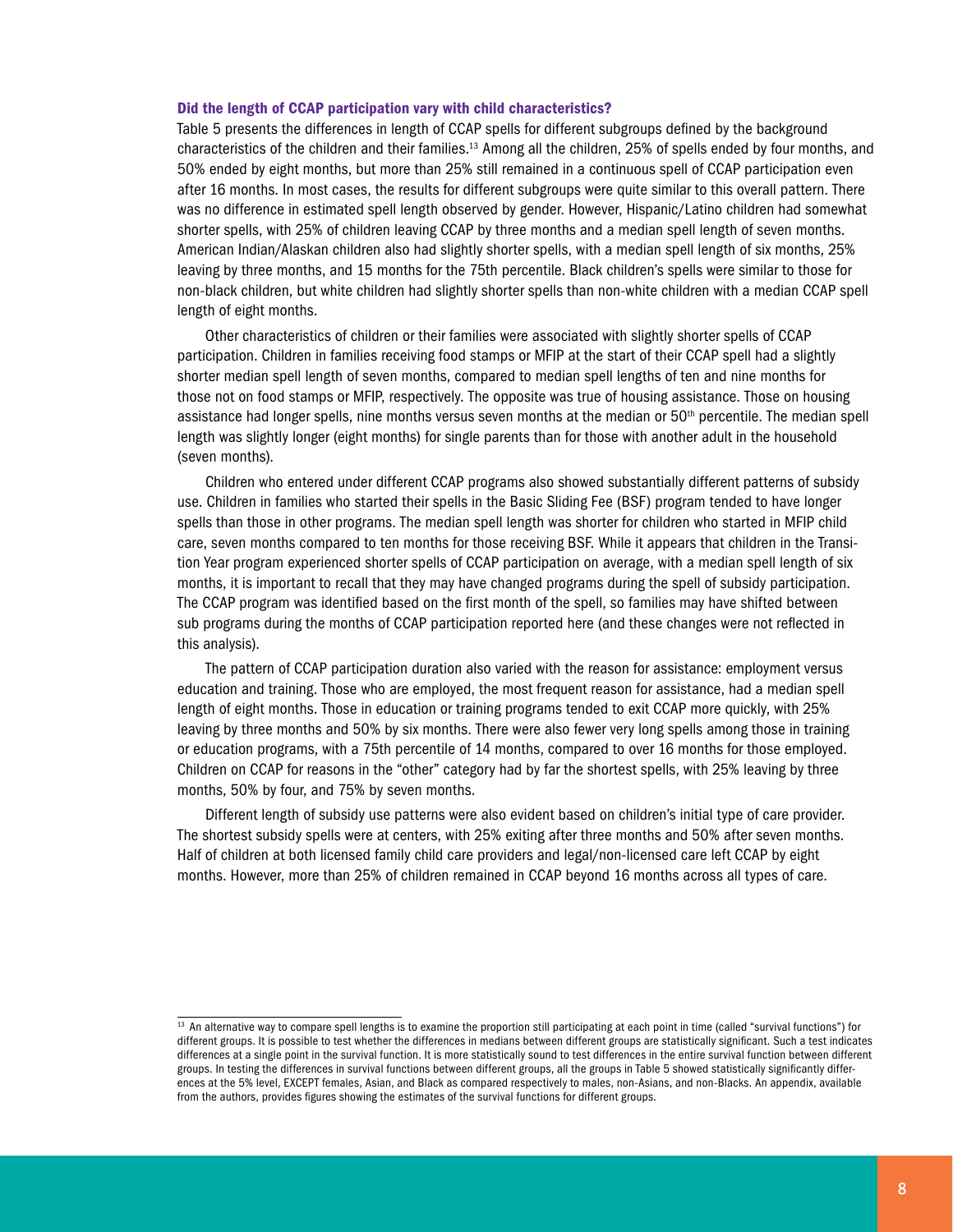### Did the length of CCAP participation vary with child characteristics?

Table 5 presents the differences in length of CCAP spells for different subgroups defined by the background characteristics of the children and their families.[13] Among all the children, 25% of spells ended by four months, and 50% ended by eight months, but more than 25% still remained in a continuous spell of CCAP participation even after 16 months. In most cases, the results for different subgroups were quite similar to this overall pattern. There was no difference in estimated spell length observed by gender. However, Hispanic/Latino children had somewhat shorter spells, with 25% of children leaving CCAP by three months and a median spell length of seven months. American Indian/Alaskan children also had slightly shorter spells, with a median spell length of six months, 25% leaving by three months, and 15 months for the 75th percentile. Black children's spells were similar to those for non-black children, but white children had slightly shorter spells than non-white children with a median CCAP spell length of eight months.

Other characteristics of children or their families were associated with slightly shorter spells of CCAP participation. Children in families receiving food stamps or MFIP at the start of their CCAP spell had a slightly shorter median spell length of seven months, compared to median spell lengths of ten and nine months for those not on food stamps or MFIP, respectively. The opposite was true of housing assistance. Those on housing assistance had longer spells, nine months versus seven months at the median or 50th percentile. The median spell length was slightly longer (eight months) for single parents than for those with another adult in the household (seven months).

Children who entered under different CCAP programs also showed substantially different patterns of subsidy use. Children in families who started their spells in the Basic Sliding Fee (BSF) program tended to have longer spells than those in other programs. The median spell length was shorter for children who started in MFIP child care, seven months compared to ten months for those receiving BSF. While it appears that children in the Transition Year program experienced shorter spells of CCAP participation on average, with a median spell length of six months, it is important to recall that they may have changed programs during the spell of subsidy participation. The CCAP program was identified based on the first month of the spell, so families may have shifted between sub programs during the months of CCAP participation reported here (and these changes were not reflected in this analysis).

The pattern of CCAP participation duration also varied with the reason for assistance: employment versus education and training. Those who are employed, the most frequent reason for assistance, had a median spell length of eight months. Those in education or training programs tended to exit CCAP more quickly, with 25% leaving by three months and 50% by six months. There were also fewer very long spells among those in training or education programs, with a 75th percentile of 14 months, compared to over 16 months for those employed. Children on CCAP for reasons in the "other" category had by far the shortest spells, with 25% leaving by three months, 50% by four, and 75% by seven months.

Different length of subsidy use patterns were also evident based on children's initial type of care provider. The shortest subsidy spells were at centers, with 25% exiting after three months and 50% after seven months. Half of children at both licensed family child care providers and legal/non-licensed care left CCAP by eight months. However, more than 25% of children remained in CCAP beyond 16 months across all types of care.

[13] An alternative way to compare spell lengths is to examine the proportion still participating at each point in time (called "survival functions") for different groups. It is possible to test whether the differences in medians between different groups are statistically significant. Such a test indicates differences at a single point in the survival function. It is more statistically sound to test differences in the entire survival function between different groups. In testing the differences in survival functions between different groups, all the groups in Table 5 showed statistically significantly differences at the 5% level, EXCEPT females, Asian, and Black as compared respectively to males, non-Asians, and non-Blacks. An appendix, available from the authors, provides figures showing the estimates of the survival functions for different groups.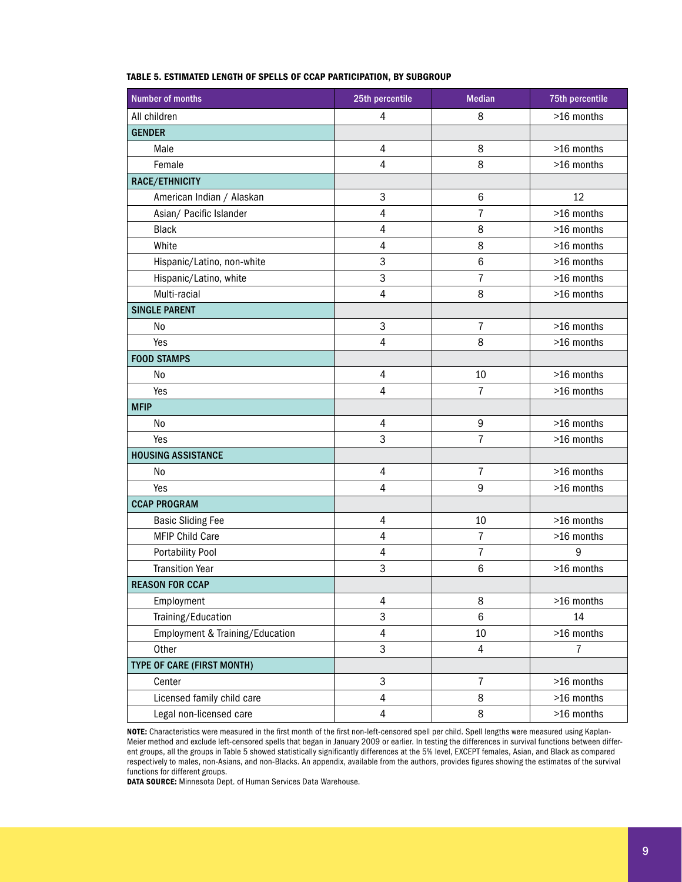**TABLE 5. ESTIMATED LENGTH OF SPELLS OF CCAP PARTICIPATION, BY SUBGROUP**

| Number of months | 25th percentile | Median | 75th percentile |
|---|---|---|---|
| All children | 4 | 8 | >16 months |
| **GENDER** | | | |
| Male | 4 | 8 | >16 months |
| Female | 4 | 8 | >16 months |
| **RACE/ETHNICITY** | | | |
| American Indian / Alaskan | 3 | 6 | 12 |
| Asian/ Pacific Islander | 4 | 7 | >16 months |
| Black | 4 | 8 | >16 months |
| White | 4 | 8 | >16 months |
| Hispanic/Latino, non-white | 3 | 6 | >16 months |
| Hispanic/Latino, white | 3 | 7 | >16 months |
| Multi-racial | 4 | 8 | >16 months |
| **SINGLE PARENT** | | | |
| No | 3 | 7 | >16 months |
| Yes | 4 | 8 | >16 months |
| **FOOD STAMPS** | | | |
| No | 4 | 10 | >16 months |
| Yes | 4 | 7 | >16 months |
| **MFIP** | | | |
| No | 4 | 9 | >16 months |
| Yes | 3 | 7 | >16 months |
| **HOUSING ASSISTANCE** | | | |
| No | 4 | 7 | >16 months |
| Yes | 4 | 9 | >16 months |
| **CCAP PROGRAM** | | | |
| Basic Sliding Fee | 4 | 10 | >16 months |
| MFIP Child Care | 4 | 7 | >16 months |
| Portability Pool | 4 | 7 | 9 |
| Transition Year | 3 | 6 | >16 months |
| **REASON FOR CCAP** | | | |
| Employment | 4 | 8 | >16 months |
| Training/Education | 3 | 6 | 14 |
| Employment & Training/Education | 4 | 10 | >16 months |
| Other | 3 | 4 | 7 |
| **TYPE OF CARE (FIRST MONTH)** | | | |
| Center | 3 | 7 | >16 months |
| Licensed family child care | 4 | 8 | >16 months |
| Legal non-licensed care | 4 | 8 | >16 months |

**NOTE:** Characteristics were measured in the first month of the first non-left-censored spell per child. Spell lengths were measured using Kaplan-Meier method and exclude left-censored spells that began in January 2009 or earlier. In testing the differences in survival functions between different groups, all the groups in Table 5 showed statistically significantly differences at the 5% level, EXCEPT females, Asian, and Black as compared respectively to males, non-Asians, and non-Blacks. An appendix, available from the authors, provides figures showing the estimates of the survival functions for different groups.

**DATA SOURCE:** Minnesota Dept. of Human Services Data Warehouse.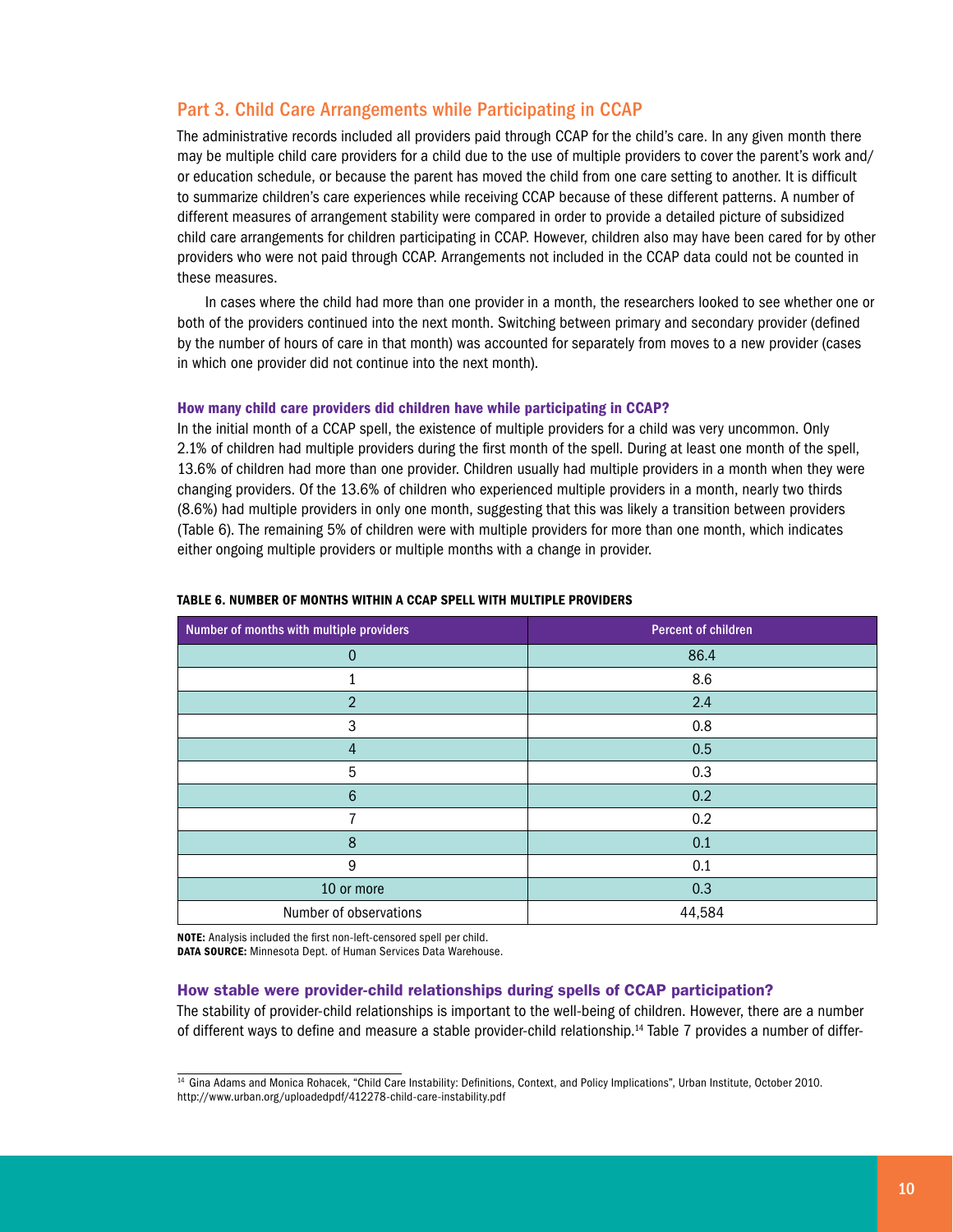## Part 3. Child Care Arrangements while Participating in CCAP

The administrative records included all providers paid through CCAP for the child's care. In any given month there may be multiple child care providers for a child due to the use of multiple providers to cover the parent's work and/or education schedule, or because the parent has moved the child from one care setting to another. It is difficult to summarize children's care experiences while receiving CCAP because of these different patterns. A number of different measures of arrangement stability were compared in order to provide a detailed picture of subsidized child care arrangements for children participating in CCAP. However, children also may have been cared for by other providers who were not paid through CCAP. Arrangements not included in the CCAP data could not be counted in these measures.

In cases where the child had more than one provider in a month, the researchers looked to see whether one or both of the providers continued into the next month. Switching between primary and secondary provider (defined by the number of hours of care in that month) was accounted for separately from moves to a new provider (cases in which one provider did not continue into the next month).

### How many child care providers did children have while participating in CCAP?

In the initial month of a CCAP spell, the existence of multiple providers for a child was very uncommon. Only 2.1% of children had multiple providers during the first month of the spell. During at least one month of the spell, 13.6% of children had more than one provider. Children usually had multiple providers in a month when they were changing providers. Of the 13.6% of children who experienced multiple providers in a month, nearly two thirds (8.6%) had multiple providers in only one month, suggesting that this was likely a transition between providers (Table 6). The remaining 5% of children were with multiple providers for more than one month, which indicates either ongoing multiple providers or multiple months with a change in provider.

**TABLE 6. NUMBER OF MONTHS WITHIN A CCAP SPELL WITH MULTIPLE PROVIDERS**

| Number of months with multiple providers | Percent of children |
|---|---|
| 0 | 86.4 |
| 1 | 8.6 |
| 2 | 2.4 |
| 3 | 0.8 |
| 4 | 0.5 |
| 5 | 0.3 |
| 6 | 0.2 |
| 7 | 0.2 |
| 8 | 0.1 |
| 9 | 0.1 |
| 10 or more | 0.3 |
| Number of observations | 44,584 |

**NOTE:** Analysis included the first non-left-censored spell per child.
**DATA SOURCE:** Minnesota Dept. of Human Services Data Warehouse.

### How stable were provider-child relationships during spells of CCAP participation?

The stability of provider-child relationships is important to the well-being of children. However, there are a number of different ways to define and measure a stable provider-child relationship.[14] Table 7 provides a number of differ-

[14] Gina Adams and Monica Rohacek, "Child Care Instability: Definitions, Context, and Policy Implications", Urban Institute, October 2010. http://www.urban.org/uploadedpdf/412278-child-care-instability.pdf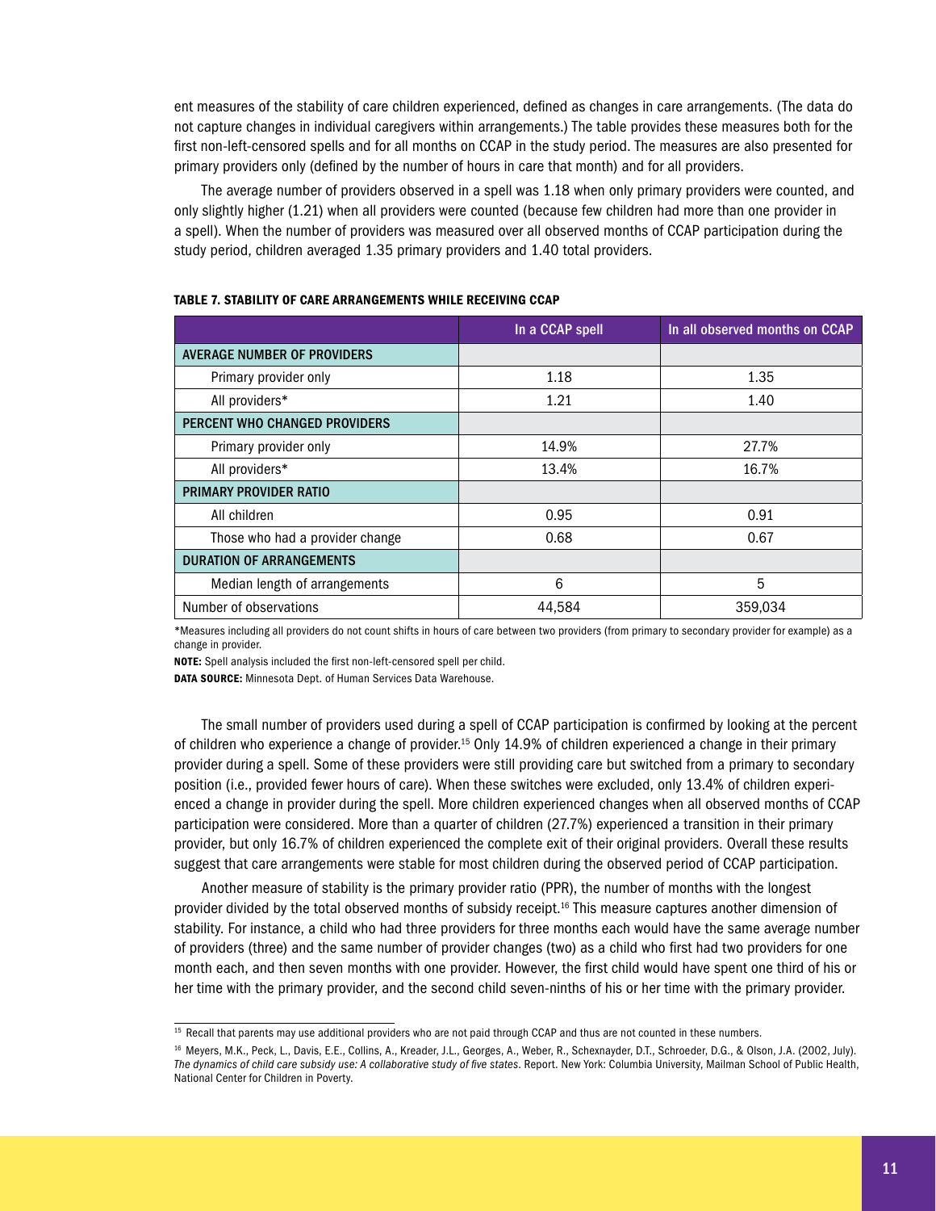ent measures of the stability of care children experienced, defined as changes in care arrangements. (The data do not capture changes in individual caregivers within arrangements.) The table provides these measures both for the first non-left-censored spells and for all months on CCAP in the study period. The measures are also presented for primary providers only (defined by the number of hours in care that month) and for all providers.

The average number of providers observed in a spell was 1.18 when only primary providers were counted, and only slightly higher (1.21) when all providers were counted (because few children had more than one provider in a spell). When the number of providers was measured over all observed months of CCAP participation during the study period, children averaged 1.35 primary providers and 1.40 total providers.

**TABLE 7. STABILITY OF CARE ARRANGEMENTS WHILE RECEIVING CCAP**

| | In a CCAP spell | In all observed months on CCAP |
|---|---|---|
| **AVERAGE NUMBER OF PROVIDERS** | | |
| Primary provider only | 1.18 | 1.35 |
| All providers* | 1.21 | 1.40 |
| **PERCENT WHO CHANGED PROVIDERS** | | |
| Primary provider only | 14.9% | 27.7% |
| All providers* | 13.4% | 16.7% |
| **PRIMARY PROVIDER RATIO** | | |
| All children | 0.95 | 0.91 |
| Those who had a provider change | 0.68 | 0.67 |
| **DURATION OF ARRANGEMENTS** | | |
| Median length of arrangements | 6 | 5 |
| Number of observations | 44,584 | 359,034 |

*Measures including all providers do not count shifts in hours of care between two providers (from primary to secondary provider for example) as a change in provider.

**NOTE:** Spell analysis included the first non-left-censored spell per child.

**DATA SOURCE:** Minnesota Dept. of Human Services Data Warehouse.

The small number of providers used during a spell of CCAP participation is confirmed by looking at the percent of children who experience a change of provider.[15] Only 14.9% of children experienced a change in their primary provider during a spell. Some of these providers were still providing care but switched from a primary to secondary position (i.e., provided fewer hours of care). When these switches were excluded, only 13.4% of children experienced a change in provider during the spell. More children experienced changes when all observed months of CCAP participation were considered. More than a quarter of children (27.7%) experienced a transition in their primary provider, but only 16.7% of children experienced the complete exit of their original providers. Overall these results suggest that care arrangements were stable for most children during the observed period of CCAP participation.

Another measure of stability is the primary provider ratio (PPR), the number of months with the longest provider divided by the total observed months of subsidy receipt.[16] This measure captures another dimension of stability. For instance, a child who had three providers for three months each would have the same average number of providers (three) and the same number of provider changes (two) as a child who first had two providers for one month each, and then seven months with one provider. However, the first child would have spent one third of his or her time with the primary provider, and the second child seven-ninths of his or her time with the primary provider.

[15] Recall that parents may use additional providers who are not paid through CCAP and thus are not counted in these numbers.

[16] Meyers, M.K., Peck, L., Davis, E.E., Collins, A., Kreader, J.L., Georges, A., Weber, R., Schexnayder, D.T., Schroeder, D.G., & Olson, J.A. (2002, July). *The dynamics of child care subsidy use: A collaborative study of five states*. Report. New York: Columbia University, Mailman School of Public Health, National Center for Children in Poverty.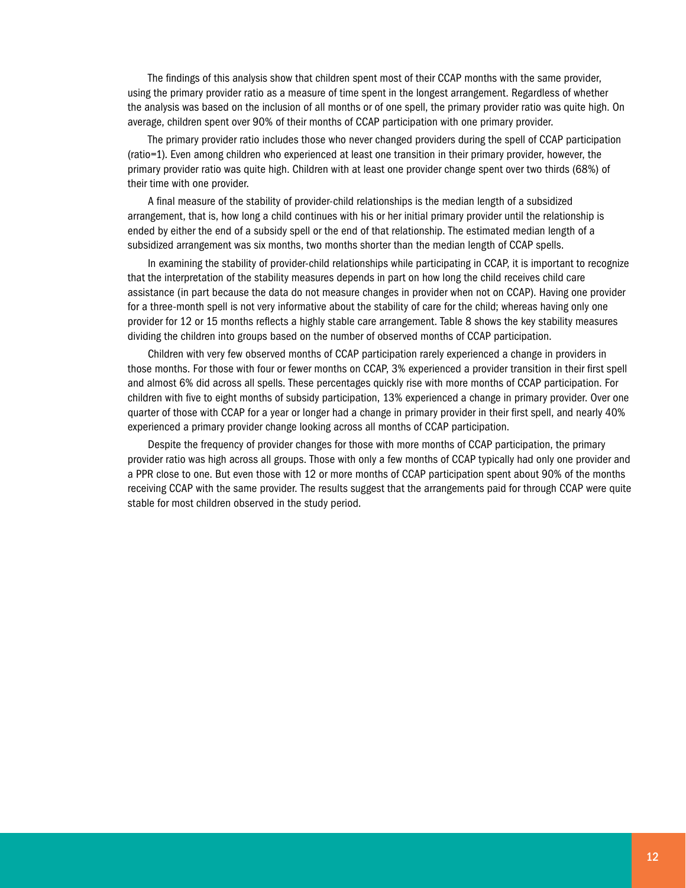The findings of this analysis show that children spent most of their CCAP months with the same provider, using the primary provider ratio as a measure of time spent in the longest arrangement. Regardless of whether the analysis was based on the inclusion of all months or of one spell, the primary provider ratio was quite high. On average, children spent over 90% of their months of CCAP participation with one primary provider.

The primary provider ratio includes those who never changed providers during the spell of CCAP participation (ratio=1). Even among children who experienced at least one transition in their primary provider, however, the primary provider ratio was quite high. Children with at least one provider change spent over two thirds (68%) of their time with one provider.

A final measure of the stability of provider-child relationships is the median length of a subsidized arrangement, that is, how long a child continues with his or her initial primary provider until the relationship is ended by either the end of a subsidy spell or the end of that relationship. The estimated median length of a subsidized arrangement was six months, two months shorter than the median length of CCAP spells.

In examining the stability of provider-child relationships while participating in CCAP, it is important to recognize that the interpretation of the stability measures depends in part on how long the child receives child care assistance (in part because the data do not measure changes in provider when not on CCAP). Having one provider for a three-month spell is not very informative about the stability of care for the child; whereas having only one provider for 12 or 15 months reflects a highly stable care arrangement. Table 8 shows the key stability measures dividing the children into groups based on the number of observed months of CCAP participation.

Children with very few observed months of CCAP participation rarely experienced a change in providers in those months. For those with four or fewer months on CCAP, 3% experienced a provider transition in their first spell and almost 6% did across all spells. These percentages quickly rise with more months of CCAP participation. For children with five to eight months of subsidy participation, 13% experienced a change in primary provider. Over one quarter of those with CCAP for a year or longer had a change in primary provider in their first spell, and nearly 40% experienced a primary provider change looking across all months of CCAP participation.

Despite the frequency of provider changes for those with more months of CCAP participation, the primary provider ratio was high across all groups. Those with only a few months of CCAP typically had only one provider and a PPR close to one. But even those with 12 or more months of CCAP participation spent about 90% of the months receiving CCAP with the same provider. The results suggest that the arrangements paid for through CCAP were quite stable for most children observed in the study period.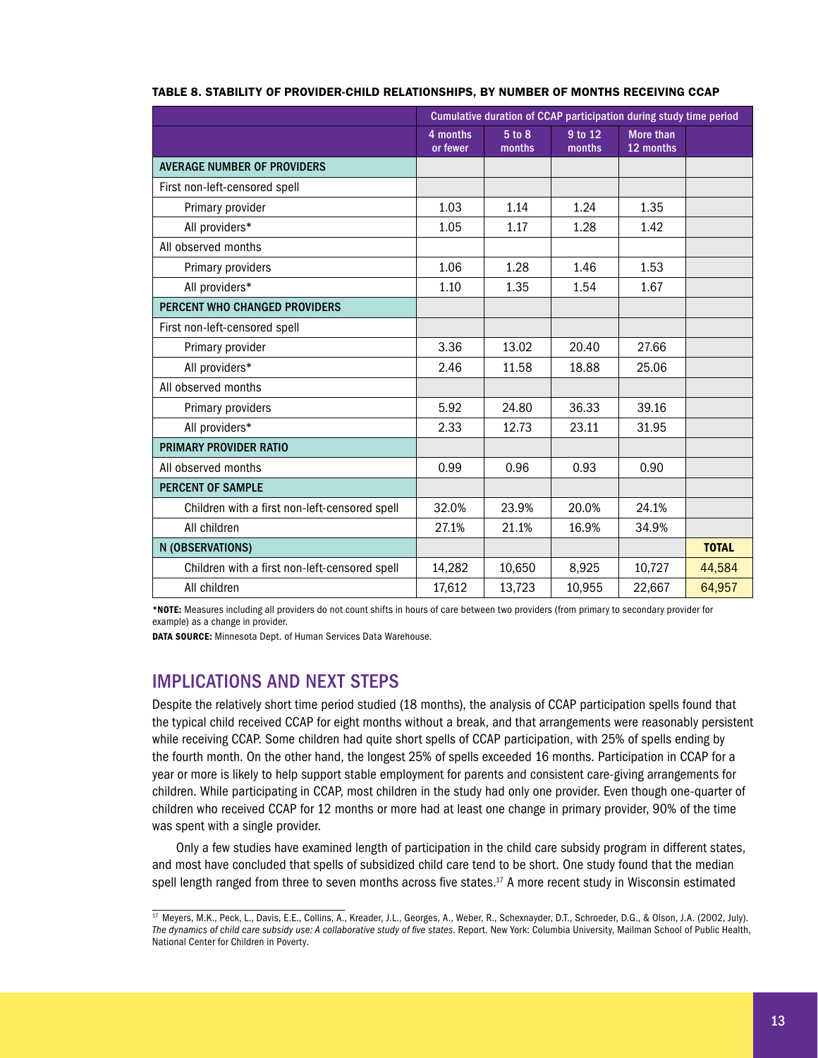**TABLE 8. STABILITY OF PROVIDER-CHILD RELATIONSHIPS, BY NUMBER OF MONTHS RECEIVING CCAP**

| | Cumulative duration of CCAP participation during study time period | | | | |
|---|---|---|---|---|---|
| | 4 months or fewer | 5 to 8 months | 9 to 12 months | More than 12 months | |
| **AVERAGE NUMBER OF PROVIDERS** | | | | | |
| First non-left-censored spell | | | | | |
| Primary provider | 1.03 | 1.14 | 1.24 | 1.35 | |
| All providers* | 1.05 | 1.17 | 1.28 | 1.42 | |
| All observed months | | | | | |
| Primary providers | 1.06 | 1.28 | 1.46 | 1.53 | |
| All providers* | 1.10 | 1.35 | 1.54 | 1.67 | |
| **PERCENT WHO CHANGED PROVIDERS** | | | | | |
| First non-left-censored spell | | | | | |
| Primary provider | 3.36 | 13.02 | 20.40 | 27.66 | |
| All providers* | 2.46 | 11.58 | 18.88 | 25.06 | |
| All observed months | | | | | |
| Primary providers | 5.92 | 24.80 | 36.33 | 39.16 | |
| All providers* | 2.33 | 12.73 | 23.11 | 31.95 | |
| **PRIMARY PROVIDER RATIO** | | | | | |
| All observed months | 0.99 | 0.96 | 0.93 | 0.90 | |
| **PERCENT OF SAMPLE** | | | | | |
| Children with a first non-left-censored spell | 32.0% | 23.9% | 20.0% | 24.1% | |
| All children | 27.1% | 21.1% | 16.9% | 34.9% | |
| **N (OBSERVATIONS)** | | | | | **TOTAL** |
| Children with a first non-left-censored spell | 14,282 | 10,650 | 8,925 | 10,727 | 44,584 |
| All children | 17,612 | 13,723 | 10,955 | 22,667 | 64,957 |

***NOTE:** Measures including all providers do not count shifts in hours of care between two providers (from primary to secondary provider for example) as a change in provider.

**DATA SOURCE:** Minnesota Dept. of Human Services Data Warehouse.

## IMPLICATIONS AND NEXT STEPS

Despite the relatively short time period studied (18 months), the analysis of CCAP participation spells found that the typical child received CCAP for eight months without a break, and that arrangements were reasonably persistent while receiving CCAP. Some children had quite short spells of CCAP participation, with 25% of spells ending by the fourth month. On the other hand, the longest 25% of spells exceeded 16 months. Participation in CCAP for a year or more is likely to help support stable employment for parents and consistent care-giving arrangements for children. While participating in CCAP, most children in the study had only one provider. Even though one-quarter of children who received CCAP for 12 months or more had at least one change in primary provider, 90% of the time was spent with a single provider.

Only a few studies have examined length of participation in the child care subsidy program in different states, and most have concluded that spells of subsidized child care tend to be short. One study found that the median spell length ranged from three to seven months across five states.[17] A more recent study in Wisconsin estimated

---

[17] Meyers, M.K., Peck, L., Davis, E.E., Collins, A., Kreader, J.L., Georges, A., Weber, R., Schexnayder, D.T., Schroeder, D.G., & Olson, J.A. (2002, July). *The dynamics of child care subsidy use: A collaborative study of five states*. Report. New York: Columbia University, Mailman School of Public Health, National Center for Children in Poverty.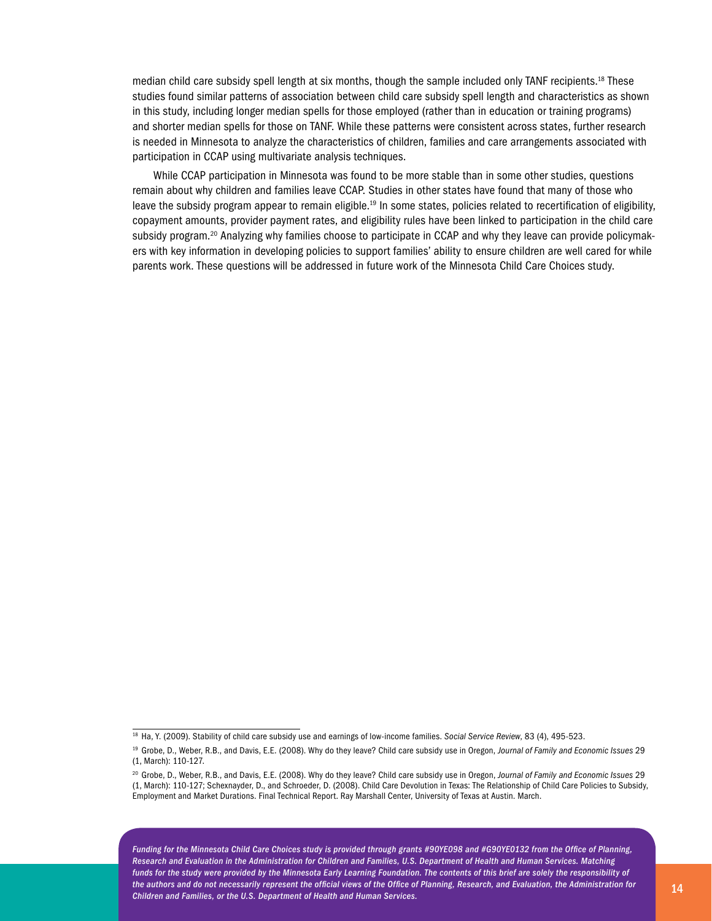median child care subsidy spell length at six months, though the sample included only TANF recipients.[18] These studies found similar patterns of association between child care subsidy spell length and characteristics as shown in this study, including longer median spells for those employed (rather than in education or training programs) and shorter median spells for those on TANF. While these patterns were consistent across states, further research is needed in Minnesota to analyze the characteristics of children, families and care arrangements associated with participation in CCAP using multivariate analysis techniques.

While CCAP participation in Minnesota was found to be more stable than in some other studies, questions remain about why children and families leave CCAP. Studies in other states have found that many of those who leave the subsidy program appear to remain eligible.[19] In some states, policies related to recertification of eligibility, copayment amounts, provider payment rates, and eligibility rules have been linked to participation in the child care subsidy program.[20] Analyzing why families choose to participate in CCAP and why they leave can provide policymakers with key information in developing policies to support families' ability to ensure children are well cared for while parents work. These questions will be addressed in future work of the Minnesota Child Care Choices study.

---

[18] Ha, Y. (2009). Stability of child care subsidy use and earnings of low-income families. *Social Service Review*, 83 (4), 495-523.

[19] Grobe, D., Weber, R.B., and Davis, E.E. (2008). Why do they leave? Child care subsidy use in Oregon, *Journal of Family and Economic Issues* 29 (1, March): 110-127.

[20] Grobe, D., Weber, R.B., and Davis, E.E. (2008). Why do they leave? Child care subsidy use in Oregon, *Journal of Family and Economic Issues* 29 (1, March): 110-127; Schexnayder, D., and Schroeder, D. (2008). Child Care Devolution in Texas: The Relationship of Child Care Policies to Subsidy, Employment and Market Durations. Final Technical Report. Ray Marshall Center, University of Texas at Austin. March.

*Funding for the Minnesota Child Care Choices study is provided through grants #90YE098 and #G90YE0132 from the Office of Planning, Research and Evaluation in the Administration for Children and Families, U.S. Department of Health and Human Services. Matching funds for the study were provided by the Minnesota Early Learning Foundation. The contents of this brief are solely the responsibility of the authors and do not necessarily represent the official views of the Office of Planning, Research, and Evaluation, the Administration for Children and Families, or the U.S. Department of Health and Human Services.*